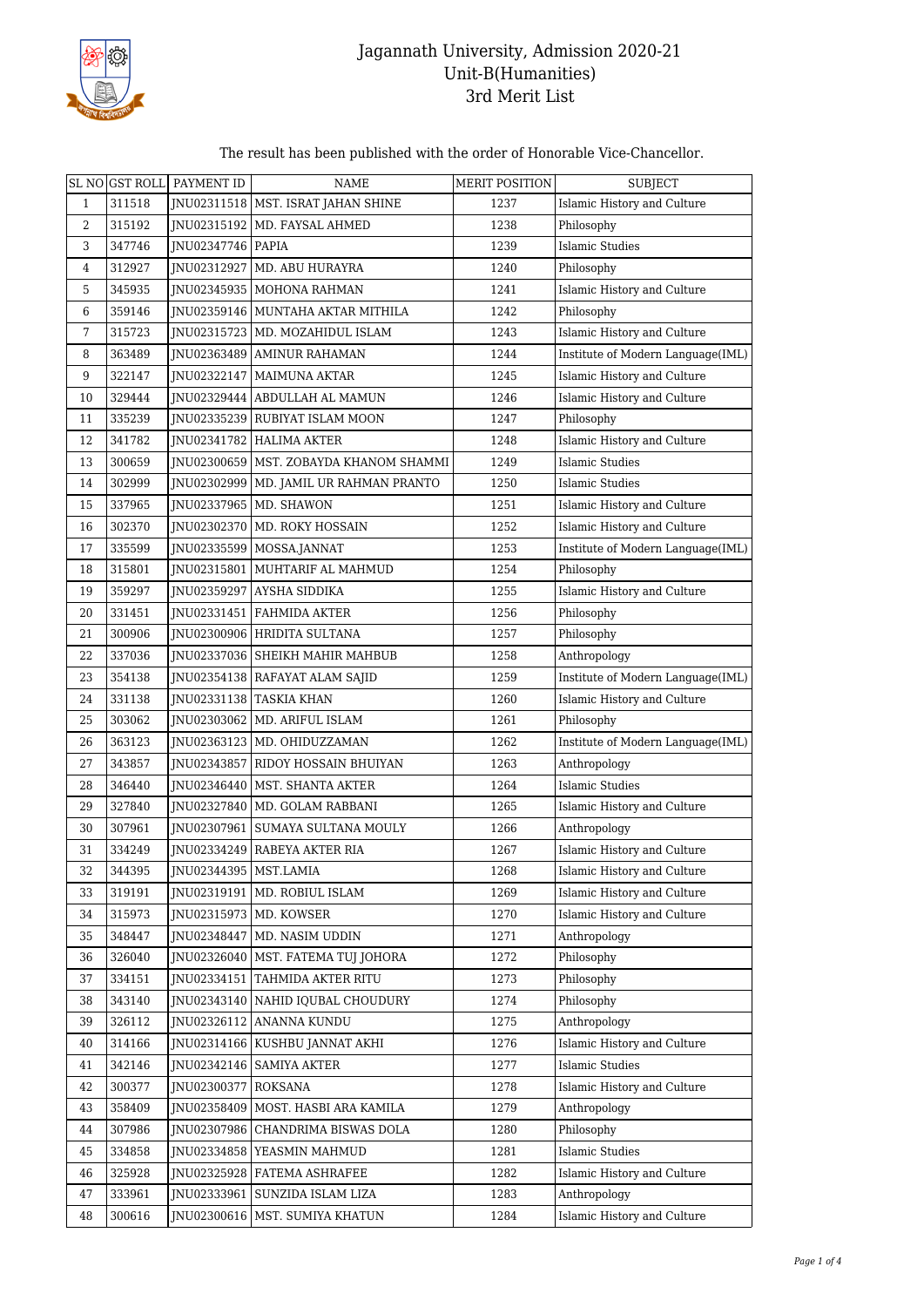# Jagannath University, Admission 2020-21
## Unit-B(Humanities)
## 3rd Merit List

The result has been published with the order of Honorable Vice-Chancellor.

| SL NO | GST ROLL | PAYMENT ID | NAME | MERIT POSITION | SUBJECT |
|---|---|---|---|---|---|
| 1 | 311518 | JNU02311518 | MST. ISRAT JAHAN SHINE | 1237 | Islamic History and Culture |
| 2 | 315192 | JNU02315192 | MD. FAYSAL AHMED | 1238 | Philosophy |
| 3 | 347746 | JNU02347746 | PAPIA | 1239 | Islamic Studies |
| 4 | 312927 | JNU02312927 | MD. ABU HURAYRA | 1240 | Philosophy |
| 5 | 345935 | JNU02345935 | MOHONA RAHMAN | 1241 | Islamic History and Culture |
| 6 | 359146 | JNU02359146 | MUNTAHA AKTAR MITHILA | 1242 | Philosophy |
| 7 | 315723 | JNU02315723 | MD. MOZAHIDUL ISLAM | 1243 | Islamic History and Culture |
| 8 | 363489 | JNU02363489 | AMINUR RAHAMAN | 1244 | Institute of Modern Language(IML) |
| 9 | 322147 | JNU02322147 | MAIMUNA AKTAR | 1245 | Islamic History and Culture |
| 10 | 329444 | JNU02329444 | ABDULLAH AL MAMUN | 1246 | Islamic History and Culture |
| 11 | 335239 | JNU02335239 | RUBIYAT ISLAM MOON | 1247 | Philosophy |
| 12 | 341782 | JNU02341782 | HALIMA AKTER | 1248 | Islamic History and Culture |
| 13 | 300659 | JNU02300659 | MST. ZOBAYDA KHANOM SHAMMI | 1249 | Islamic Studies |
| 14 | 302999 | JNU02302999 | MD. JAMIL UR RAHMAN PRANTO | 1250 | Islamic Studies |
| 15 | 337965 | JNU02337965 | MD. SHAWON | 1251 | Islamic History and Culture |
| 16 | 302370 | JNU02302370 | MD. ROKY HOSSAIN | 1252 | Islamic History and Culture |
| 17 | 335599 | JNU02335599 | MOSSA.JANNAT | 1253 | Institute of Modern Language(IML) |
| 18 | 315801 | JNU02315801 | MUHTARIF AL MAHMUD | 1254 | Philosophy |
| 19 | 359297 | JNU02359297 | AYSHA SIDDIKA | 1255 | Islamic History and Culture |
| 20 | 331451 | JNU02331451 | FAHMIDA AKTER | 1256 | Philosophy |
| 21 | 300906 | JNU02300906 | HRIDITA SULTANA | 1257 | Philosophy |
| 22 | 337036 | JNU02337036 | SHEIKH MAHIR MAHBUB | 1258 | Anthropology |
| 23 | 354138 | JNU02354138 | RAFAYAT ALAM SAJID | 1259 | Institute of Modern Language(IML) |
| 24 | 331138 | JNU02331138 | TASKIA KHAN | 1260 | Islamic History and Culture |
| 25 | 303062 | JNU02303062 | MD. ARIFUL ISLAM | 1261 | Philosophy |
| 26 | 363123 | JNU02363123 | MD. OHIDUZZAMAN | 1262 | Institute of Modern Language(IML) |
| 27 | 343857 | JNU02343857 | RIDOY HOSSAIN BHUIYAN | 1263 | Anthropology |
| 28 | 346440 | JNU02346440 | MST. SHANTA AKTER | 1264 | Islamic Studies |
| 29 | 327840 | JNU02327840 | MD. GOLAM RABBANI | 1265 | Islamic History and Culture |
| 30 | 307961 | JNU02307961 | SUMAYA SULTANA MOULY | 1266 | Anthropology |
| 31 | 334249 | JNU02334249 | RABEYA AKTER RIA | 1267 | Islamic History and Culture |
| 32 | 344395 | JNU02344395 | MST.LAMIA | 1268 | Islamic History and Culture |
| 33 | 319191 | JNU02319191 | MD. ROBIUL ISLAM | 1269 | Islamic History and Culture |
| 34 | 315973 | JNU02315973 | MD. KOWSER | 1270 | Islamic History and Culture |
| 35 | 348447 | JNU02348447 | MD. NASIM UDDIN | 1271 | Anthropology |
| 36 | 326040 | JNU02326040 | MST. FATEMA TUJ JOHORA | 1272 | Philosophy |
| 37 | 334151 | JNU02334151 | TAHMIDA AKTER RITU | 1273 | Philosophy |
| 38 | 343140 | JNU02343140 | NAHID IQUBAL CHOUDURY | 1274 | Philosophy |
| 39 | 326112 | JNU02326112 | ANANNA KUNDU | 1275 | Anthropology |
| 40 | 314166 | JNU02314166 | KUSHBU JANNAT AKHI | 1276 | Islamic History and Culture |
| 41 | 342146 | JNU02342146 | SAMIYA AKTER | 1277 | Islamic Studies |
| 42 | 300377 | JNU02300377 | ROKSANA | 1278 | Islamic History and Culture |
| 43 | 358409 | JNU02358409 | MOST. HASBI ARA KAMILA | 1279 | Anthropology |
| 44 | 307986 | JNU02307986 | CHANDRIMA BISWAS DOLA | 1280 | Philosophy |
| 45 | 334858 | JNU02334858 | YEASMIN MAHMUD | 1281 | Islamic Studies |
| 46 | 325928 | JNU02325928 | FATEMA ASHRAFEE | 1282 | Islamic History and Culture |
| 47 | 333961 | JNU02333961 | SUNZIDA ISLAM LIZA | 1283 | Anthropology |
| 48 | 300616 | JNU02300616 | MST. SUMIYA KHATUN | 1284 | Islamic History and Culture |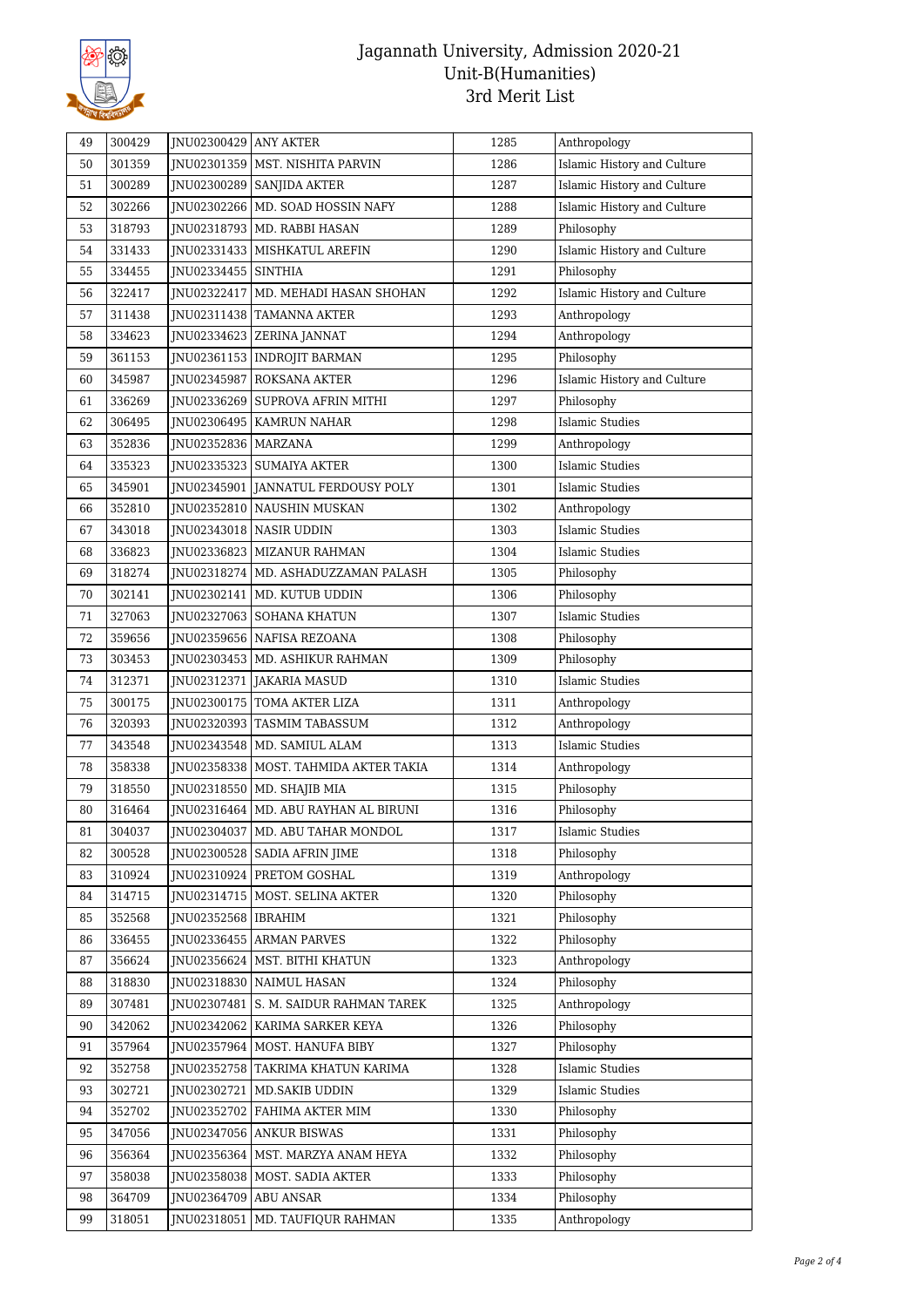# Jagannath University, Admission 2020-21
## Unit-B(Humanities)
## 3rd Merit List

| | | | | | |
|---|---|---|---|---|---|
| 49 | 300429 | JNU02300429 | ANY AKTER | 1285 | Anthropology |
| 50 | 301359 | JNU02301359 | MST. NISHITA PARVIN | 1286 | Islamic History and Culture |
| 51 | 300289 | JNU02300289 | SANJIDA AKTER | 1287 | Islamic History and Culture |
| 52 | 302266 | JNU02302266 | MD. SOAD HOSSIN NAFY | 1288 | Islamic History and Culture |
| 53 | 318793 | JNU02318793 | MD. RABBI HASAN | 1289 | Philosophy |
| 54 | 331433 | JNU02331433 | MISHKATUL AREFIN | 1290 | Islamic History and Culture |
| 55 | 334455 | JNU02334455 | SINTHIA | 1291 | Philosophy |
| 56 | 322417 | JNU02322417 | MD. MEHADI HASAN SHOHAN | 1292 | Islamic History and Culture |
| 57 | 311438 | JNU02311438 | TAMANNA AKTER | 1293 | Anthropology |
| 58 | 334623 | JNU02334623 | ZERINA JANNAT | 1294 | Anthropology |
| 59 | 361153 | JNU02361153 | INDROJIT BARMAN | 1295 | Philosophy |
| 60 | 345987 | JNU02345987 | ROKSANA AKTER | 1296 | Islamic History and Culture |
| 61 | 336269 | JNU02336269 | SUPROVA AFRIN MITHI | 1297 | Philosophy |
| 62 | 306495 | JNU02306495 | KAMRUN NAHAR | 1298 | Islamic Studies |
| 63 | 352836 | JNU02352836 | MARZANA | 1299 | Anthropology |
| 64 | 335323 | JNU02335323 | SUMAIYA AKTER | 1300 | Islamic Studies |
| 65 | 345901 | JNU02345901 | JANNATUL FERDOUSY POLY | 1301 | Islamic Studies |
| 66 | 352810 | JNU02352810 | NAUSHIN MUSKAN | 1302 | Anthropology |
| 67 | 343018 | JNU02343018 | NASIR UDDIN | 1303 | Islamic Studies |
| 68 | 336823 | JNU02336823 | MIZANUR RAHMAN | 1304 | Islamic Studies |
| 69 | 318274 | JNU02318274 | MD. ASHADUZZAMAN PALASH | 1305 | Philosophy |
| 70 | 302141 | JNU02302141 | MD. KUTUB UDDIN | 1306 | Philosophy |
| 71 | 327063 | JNU02327063 | SOHANA KHATUN | 1307 | Islamic Studies |
| 72 | 359656 | JNU02359656 | NAFISA REZOANA | 1308 | Philosophy |
| 73 | 303453 | JNU02303453 | MD. ASHIKUR RAHMAN | 1309 | Philosophy |
| 74 | 312371 | JNU02312371 | JAKARIA MASUD | 1310 | Islamic Studies |
| 75 | 300175 | JNU02300175 | TOMA AKTER LIZA | 1311 | Anthropology |
| 76 | 320393 | JNU02320393 | TASMIM TABASSUM | 1312 | Anthropology |
| 77 | 343548 | JNU02343548 | MD. SAMIUL ALAM | 1313 | Islamic Studies |
| 78 | 358338 | JNU02358338 | MOST. TAHMIDA AKTER TAKIA | 1314 | Anthropology |
| 79 | 318550 | JNU02318550 | MD. SHAJIB MIA | 1315 | Philosophy |
| 80 | 316464 | JNU02316464 | MD. ABU RAYHAN AL BIRUNI | 1316 | Philosophy |
| 81 | 304037 | JNU02304037 | MD. ABU TAHAR MONDOL | 1317 | Islamic Studies |
| 82 | 300528 | JNU02300528 | SADIA AFRIN JIME | 1318 | Philosophy |
| 83 | 310924 | JNU02310924 | PRETOM GOSHAL | 1319 | Anthropology |
| 84 | 314715 | JNU02314715 | MOST. SELINA AKTER | 1320 | Philosophy |
| 85 | 352568 | JNU02352568 | IBRAHIM | 1321 | Philosophy |
| 86 | 336455 | JNU02336455 | ARMAN PARVES | 1322 | Philosophy |
| 87 | 356624 | JNU02356624 | MST. BITHI KHATUN | 1323 | Anthropology |
| 88 | 318830 | JNU02318830 | NAIMUL HASAN | 1324 | Philosophy |
| 89 | 307481 | JNU02307481 | S. M. SAIDUR RAHMAN TAREK | 1325 | Anthropology |
| 90 | 342062 | JNU02342062 | KARIMA SARKER KEYA | 1326 | Philosophy |
| 91 | 357964 | JNU02357964 | MOST. HANUFA BIBY | 1327 | Philosophy |
| 92 | 352758 | JNU02352758 | TAKRIMA KHATUN KARIMA | 1328 | Islamic Studies |
| 93 | 302721 | JNU02302721 | MD.SAKIB UDDIN | 1329 | Islamic Studies |
| 94 | 352702 | JNU02352702 | FAHIMA AKTER MIM | 1330 | Philosophy |
| 95 | 347056 | JNU02347056 | ANKUR BISWAS | 1331 | Philosophy |
| 96 | 356364 | JNU02356364 | MST. MARZYA ANAM HEYA | 1332 | Philosophy |
| 97 | 358038 | JNU02358038 | MOST. SADIA AKTER | 1333 | Philosophy |
| 98 | 364709 | JNU02364709 | ABU ANSAR | 1334 | Philosophy |
| 99 | 318051 | JNU02318051 | MD. TAUFIQUR RAHMAN | 1335 | Anthropology |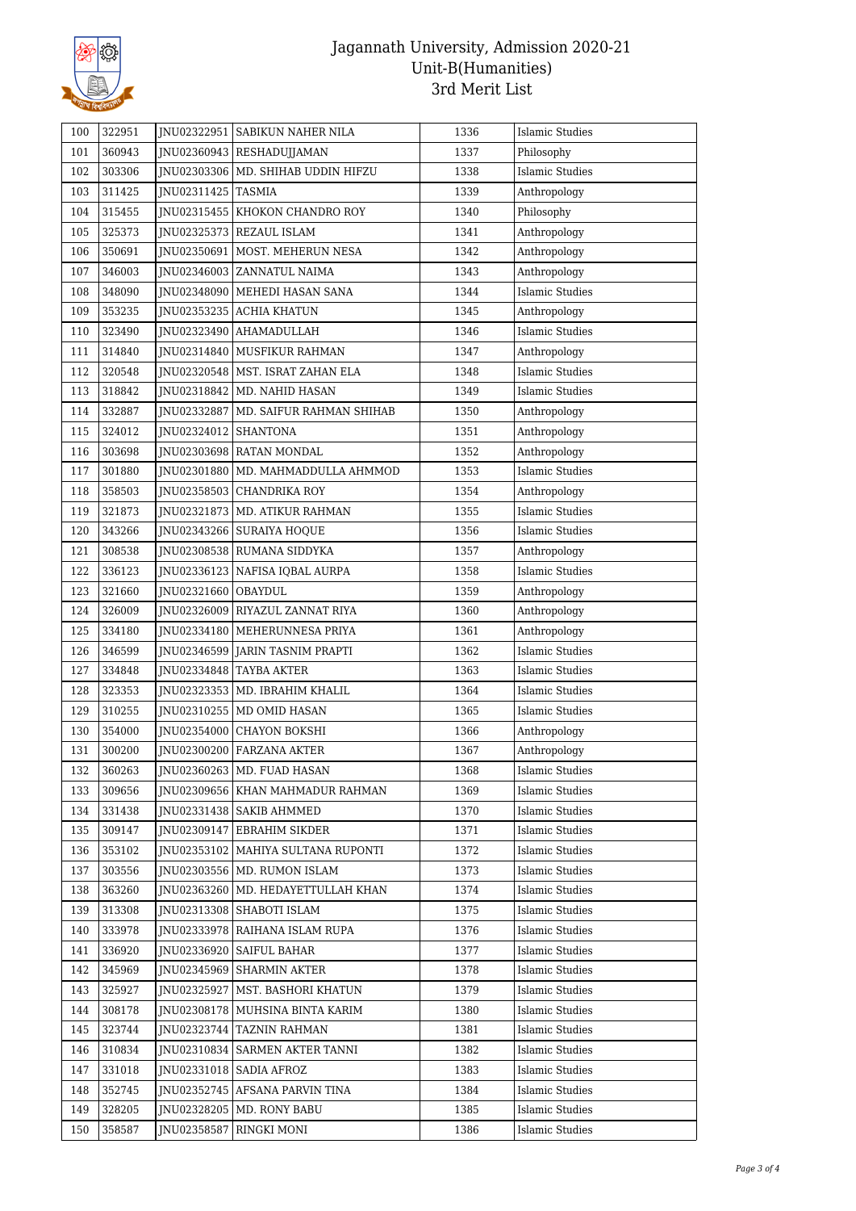# Jagannath University, Admission 2020-21
## Unit-B(Humanities)
### 3rd Merit List

| 100 | 322951 | JNU02322951 | SABIKUN NAHER NILA | 1336 | Islamic Studies |
|---|---|---|---|---|---|
| 101 | 360943 | JNU02360943 | RESHADUJJAMAN | 1337 | Philosophy |
| 102 | 303306 | JNU02303306 | MD. SHIHAB UDDIN HIFZU | 1338 | Islamic Studies |
| 103 | 311425 | JNU02311425 | TASMIA | 1339 | Anthropology |
| 104 | 315455 | JNU02315455 | KHOKON CHANDRO ROY | 1340 | Philosophy |
| 105 | 325373 | JNU02325373 | REZAUL ISLAM | 1341 | Anthropology |
| 106 | 350691 | JNU02350691 | MOST. MEHERUN NESA | 1342 | Anthropology |
| 107 | 346003 | JNU02346003 | ZANNATUL NAIMA | 1343 | Anthropology |
| 108 | 348090 | JNU02348090 | MEHEDI HASAN SANA | 1344 | Islamic Studies |
| 109 | 353235 | JNU02353235 | ACHIA KHATUN | 1345 | Anthropology |
| 110 | 323490 | JNU02323490 | AHAMADULLAH | 1346 | Islamic Studies |
| 111 | 314840 | JNU02314840 | MUSFIKUR RAHMAN | 1347 | Anthropology |
| 112 | 320548 | JNU02320548 | MST. ISRAT ZAHAN ELA | 1348 | Islamic Studies |
| 113 | 318842 | JNU02318842 | MD. NAHID HASAN | 1349 | Islamic Studies |
| 114 | 332887 | JNU02332887 | MD. SAIFUR RAHMAN SHIHAB | 1350 | Anthropology |
| 115 | 324012 | JNU02324012 | SHANTONA | 1351 | Anthropology |
| 116 | 303698 | JNU02303698 | RATAN MONDAL | 1352 | Anthropology |
| 117 | 301880 | JNU02301880 | MD. MAHMADDULLA AHMMOD | 1353 | Islamic Studies |
| 118 | 358503 | JNU02358503 | CHANDRIKA ROY | 1354 | Anthropology |
| 119 | 321873 | JNU02321873 | MD. ATIKUR RAHMAN | 1355 | Islamic Studies |
| 120 | 343266 | JNU02343266 | SURAIYA HOQUE | 1356 | Islamic Studies |
| 121 | 308538 | JNU02308538 | RUMANA SIDDYKA | 1357 | Anthropology |
| 122 | 336123 | JNU02336123 | NAFISA IQBAL AURPA | 1358 | Islamic Studies |
| 123 | 321660 | JNU02321660 | OBAYDUL | 1359 | Anthropology |
| 124 | 326009 | JNU02326009 | RIYAZUL ZANNAT RIYA | 1360 | Anthropology |
| 125 | 334180 | JNU02334180 | MEHERUNNESA PRIYA | 1361 | Anthropology |
| 126 | 346599 | JNU02346599 | JARIN TASNIM PRAPTI | 1362 | Islamic Studies |
| 127 | 334848 | JNU02334848 | TAYBA AKTER | 1363 | Islamic Studies |
| 128 | 323353 | JNU02323353 | MD. IBRAHIM KHALIL | 1364 | Islamic Studies |
| 129 | 310255 | JNU02310255 | MD OMID HASAN | 1365 | Islamic Studies |
| 130 | 354000 | JNU02354000 | CHAYON BOKSHI | 1366 | Anthropology |
| 131 | 300200 | JNU02300200 | FARZANA AKTER | 1367 | Anthropology |
| 132 | 360263 | JNU02360263 | MD. FUAD HASAN | 1368 | Islamic Studies |
| 133 | 309656 | JNU02309656 | KHAN MAHMADUR RAHMAN | 1369 | Islamic Studies |
| 134 | 331438 | JNU02331438 | SAKIB AHMMED | 1370 | Islamic Studies |
| 135 | 309147 | JNU02309147 | EBRAHIM SIKDER | 1371 | Islamic Studies |
| 136 | 353102 | JNU02353102 | MAHIYA SULTANA RUPONTI | 1372 | Islamic Studies |
| 137 | 303556 | JNU02303556 | MD. RUMON ISLAM | 1373 | Islamic Studies |
| 138 | 363260 | JNU02363260 | MD. HEDAYETTULLAH KHAN | 1374 | Islamic Studies |
| 139 | 313308 | JNU02313308 | SHABOTI ISLAM | 1375 | Islamic Studies |
| 140 | 333978 | JNU02333978 | RAIHANA ISLAM RUPA | 1376 | Islamic Studies |
| 141 | 336920 | JNU02336920 | SAIFUL BAHAR | 1377 | Islamic Studies |
| 142 | 345969 | JNU02345969 | SHARMIN AKTER | 1378 | Islamic Studies |
| 143 | 325927 | JNU02325927 | MST. BASHORI KHATUN | 1379 | Islamic Studies |
| 144 | 308178 | JNU02308178 | MUHSINA BINTA KARIM | 1380 | Islamic Studies |
| 145 | 323744 | JNU02323744 | TAZNIN RAHMAN | 1381 | Islamic Studies |
| 146 | 310834 | JNU02310834 | SARMEN AKTER TANNI | 1382 | Islamic Studies |
| 147 | 331018 | JNU02331018 | SADIA AFROZ | 1383 | Islamic Studies |
| 148 | 352745 | JNU02352745 | AFSANA PARVIN TINA | 1384 | Islamic Studies |
| 149 | 328205 | JNU02328205 | MD. RONY BABU | 1385 | Islamic Studies |
| 150 | 358587 | JNU02358587 | RINGKI MONI | 1386 | Islamic Studies |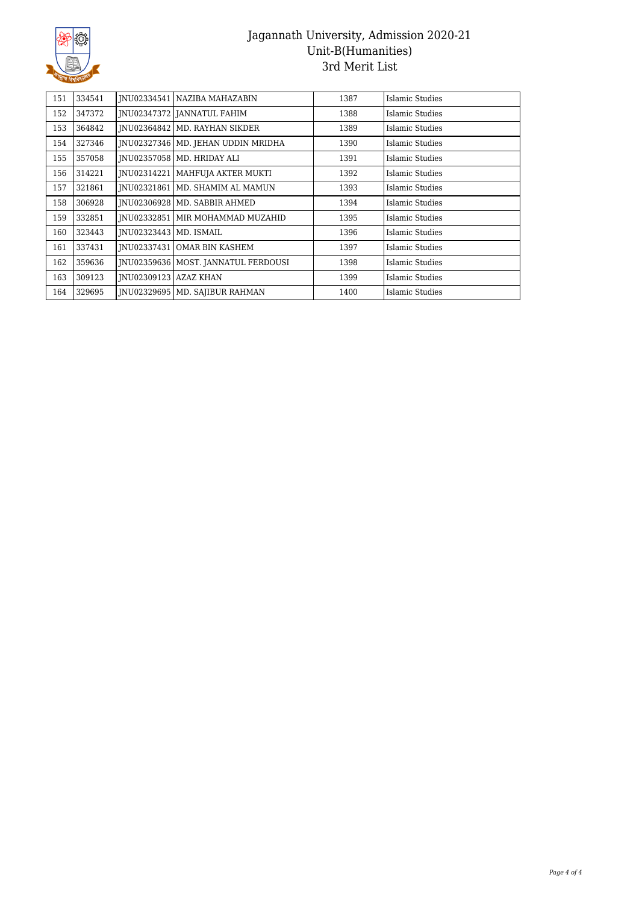# Jagannath University, Admission 2020-21
## Unit-B(Humanities)
## 3rd Merit List

| | | | | | |
|---|---|---|---|---|---|
| 151 | 334541 | JNU02334541 | NAZIBA MAHAZABIN | 1387 | Islamic Studies |
| 152 | 347372 | JNU02347372 | JANNATUL FAHIM | 1388 | Islamic Studies |
| 153 | 364842 | JNU02364842 | MD. RAYHAN SIKDER | 1389 | Islamic Studies |
| 154 | 327346 | JNU02327346 | MD. JEHAN UDDIN MRIDHA | 1390 | Islamic Studies |
| 155 | 357058 | JNU02357058 | MD. HRIDAY ALI | 1391 | Islamic Studies |
| 156 | 314221 | JNU02314221 | MAHFUJA AKTER MUKTI | 1392 | Islamic Studies |
| 157 | 321861 | JNU02321861 | MD. SHAMIM AL MAMUN | 1393 | Islamic Studies |
| 158 | 306928 | JNU02306928 | MD. SABBIR AHMED | 1394 | Islamic Studies |
| 159 | 332851 | JNU02332851 | MIR MOHAMMAD MUZAHID | 1395 | Islamic Studies |
| 160 | 323443 | JNU02323443 | MD. ISMAIL | 1396 | Islamic Studies |
| 161 | 337431 | JNU02337431 | OMAR BIN KASHEM | 1397 | Islamic Studies |
| 162 | 359636 | JNU02359636 | MOST. JANNATUL FERDOUSI | 1398 | Islamic Studies |
| 163 | 309123 | JNU02309123 | AZAZ KHAN | 1399 | Islamic Studies |
| 164 | 329695 | JNU02329695 | MD. SAJIBUR RAHMAN | 1400 | Islamic Studies |